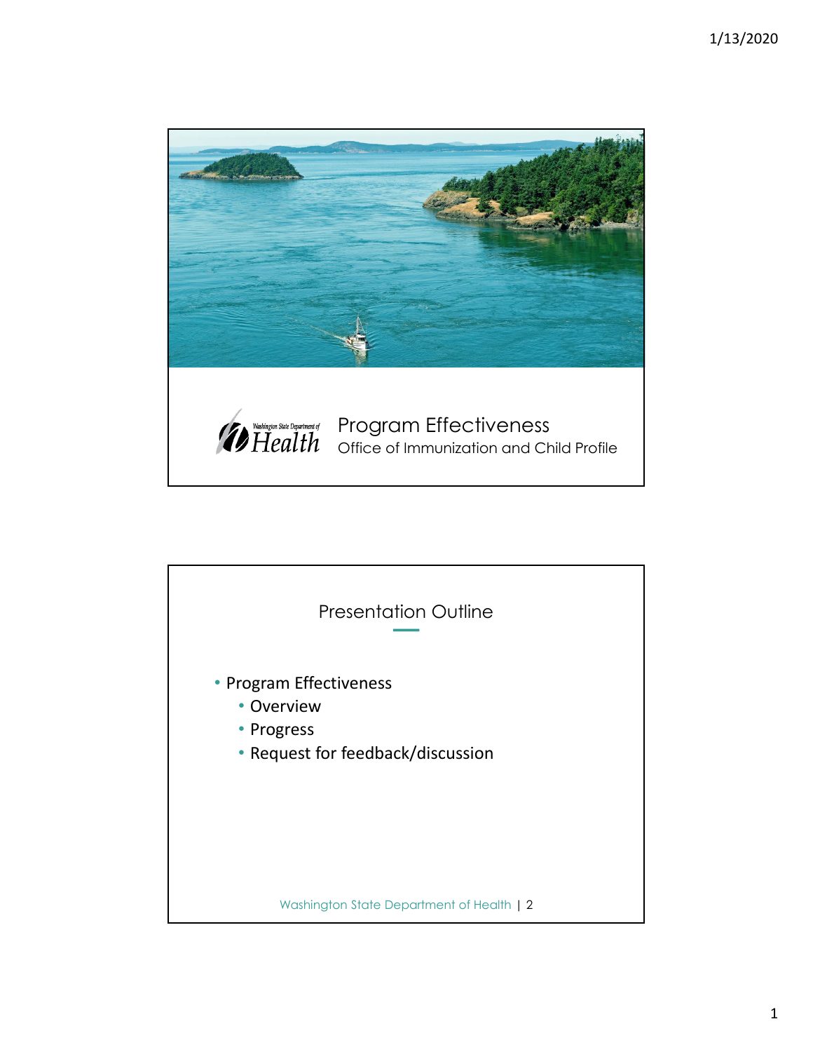# Program Effectiveness

Office of Immunization and Child Profile

## Presentation Outline

- Program Effectiveness
  - Overview
  - Progress
  - Request for feedback/discussion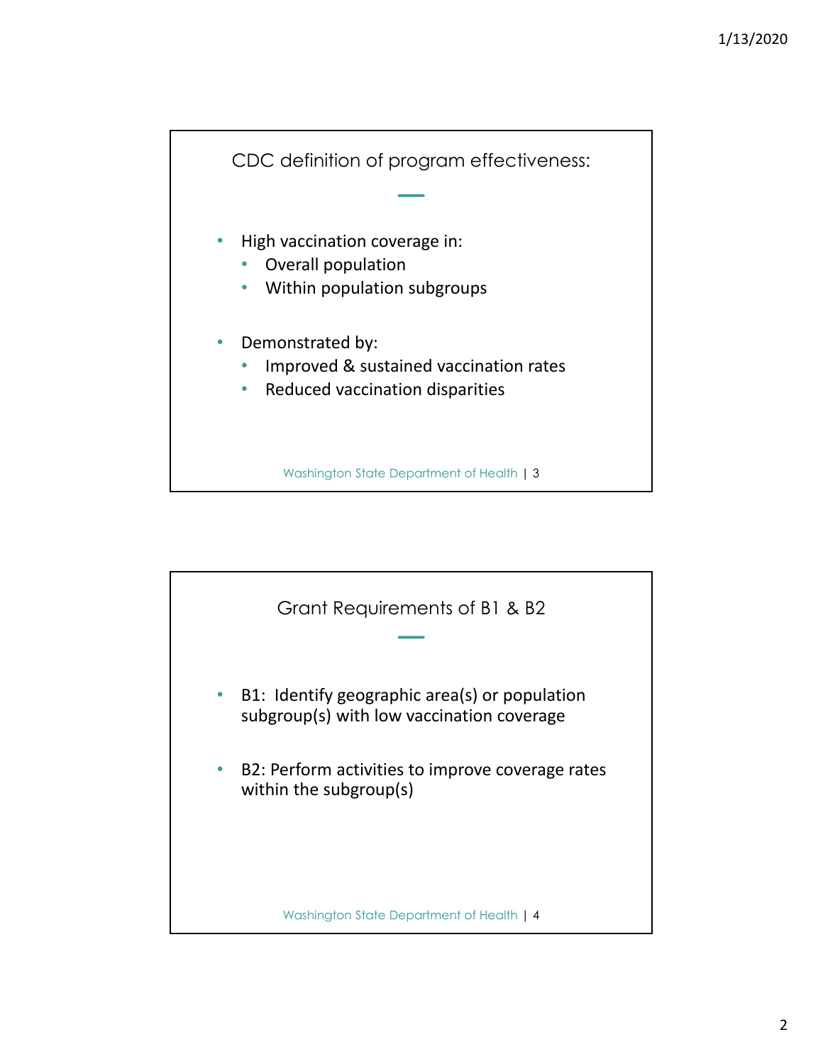## CDC definition of program effectiveness:

- High vaccination coverage in:
  - Overall population
  - Within population subgroups
- Demonstrated by:
  - Improved & sustained vaccination rates
  - Reduced vaccination disparities

## Grant Requirements of B1 & B2

- B1: Identify geographic area(s) or population subgroup(s) with low vaccination coverage
- B2: Perform activities to improve coverage rates within the subgroup(s)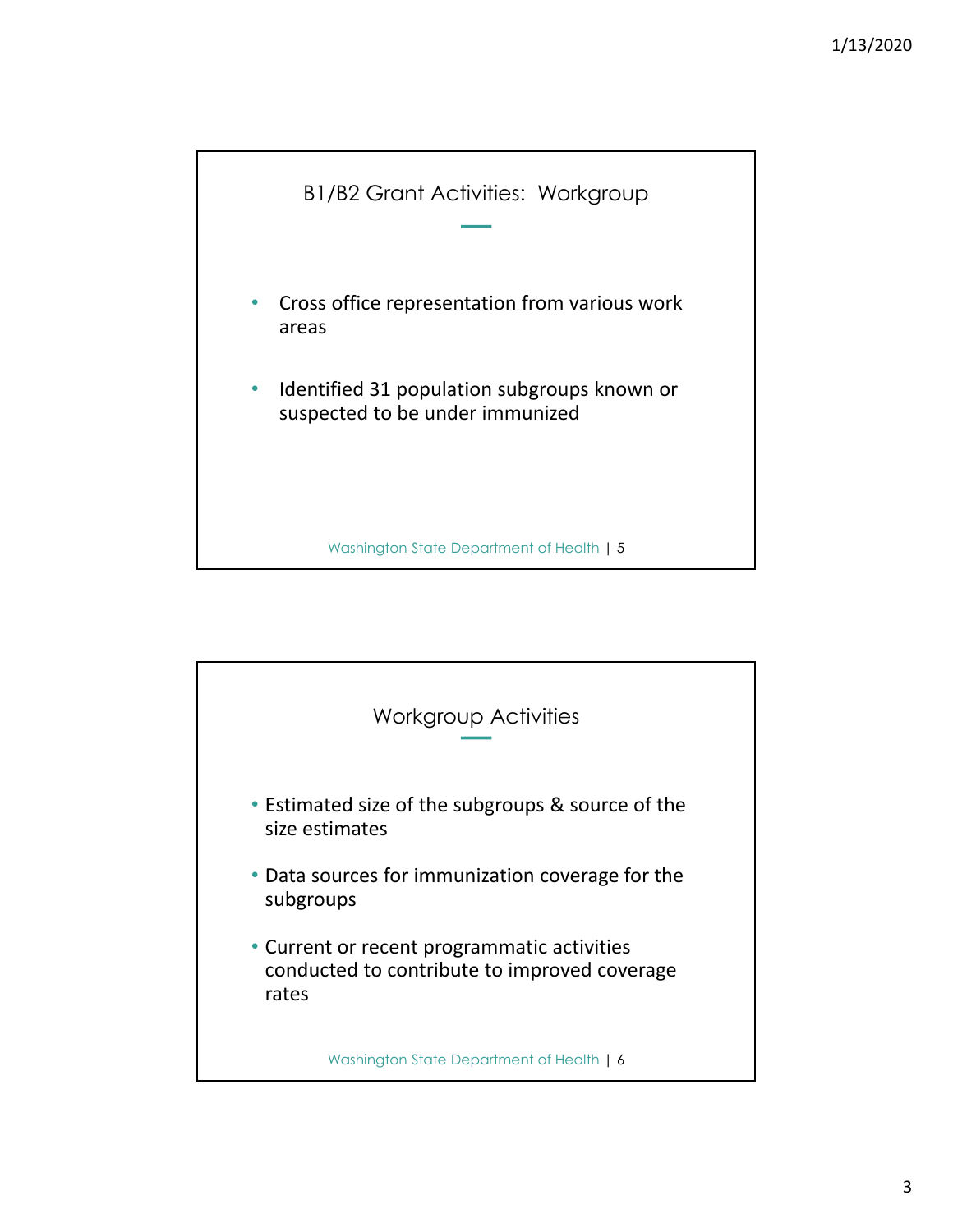## B1/B2 Grant Activities: Workgroup

- Cross office representation from various work areas
- Identified 31 population subgroups known or suspected to be under immunized

## Workgroup Activities

- Estimated size of the subgroups & source of the size estimates
- Data sources for immunization coverage for the subgroups
- Current or recent programmatic activities conducted to contribute to improved coverage rates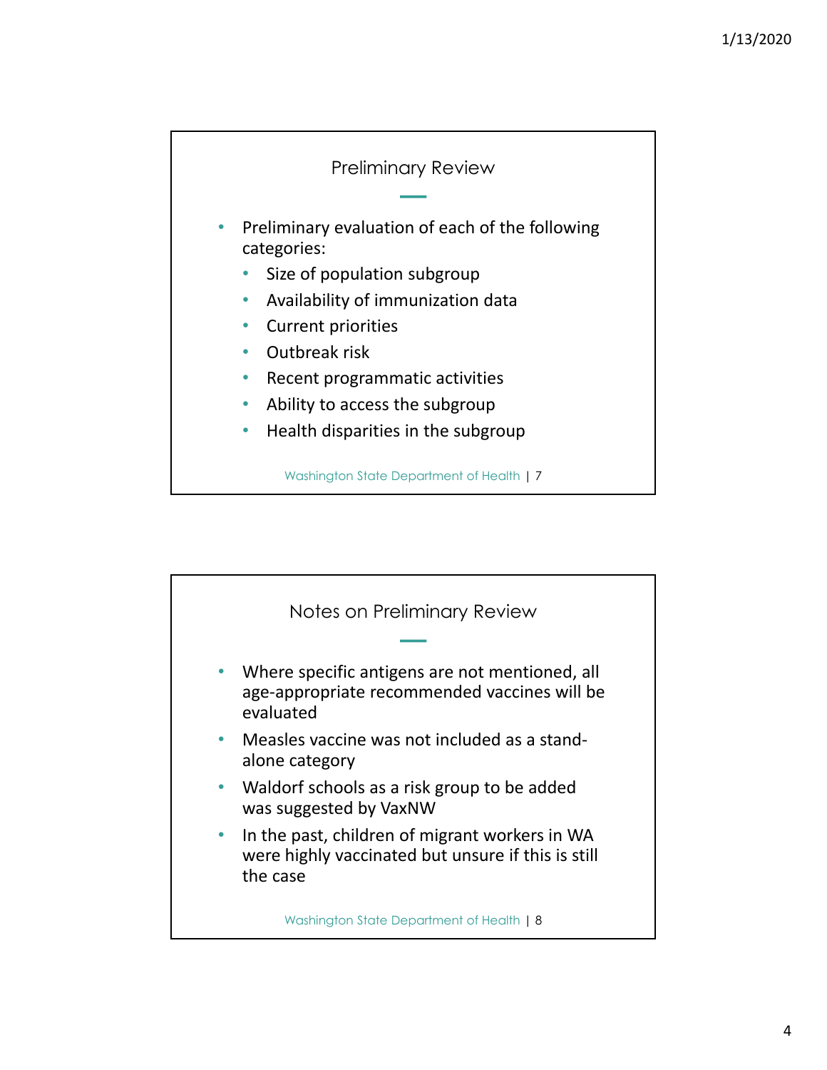## Preliminary Review

- Preliminary evaluation of each of the following categories:
  - Size of population subgroup
  - Availability of immunization data
  - Current priorities
  - Outbreak risk
  - Recent programmatic activities
  - Ability to access the subgroup
  - Health disparities in the subgroup

Washington State Department of Health | 7

## Notes on Preliminary Review

- Where specific antigens are not mentioned, all age-appropriate recommended vaccines will be evaluated
- Measles vaccine was not included as a stand-alone category
- Waldorf schools as a risk group to be added was suggested by VaxNW
- In the past, children of migrant workers in WA were highly vaccinated but unsure if this is still the case

Washington State Department of Health | 8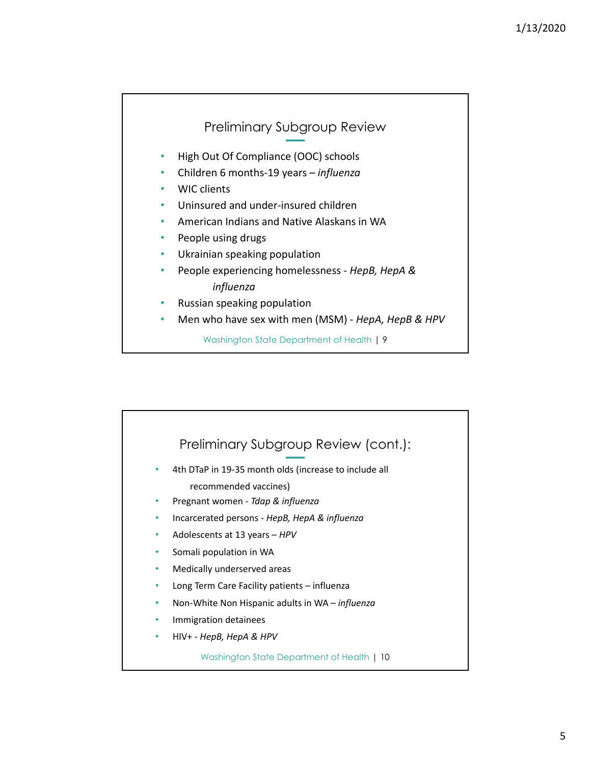## Preliminary Subgroup Review

- High Out Of Compliance (OOC) schools
- Children 6 months-19 years – *influenza*
- WIC clients
- Uninsured and under-insured children
- American Indians and Native Alaskans in WA
- People using drugs
- Ukrainian speaking population
- People experiencing homelessness - *HepB, HepA & influenza*
- Russian speaking population
- Men who have sex with men (MSM) - *HepA, HepB & HPV*

## Preliminary Subgroup Review (cont.):

- 4th DTaP in 19-35 month olds (increase to include all recommended vaccines)
- Pregnant women - *Tdap & influenza*
- Incarcerated persons - *HepB, HepA & influenza*
- Adolescents at 13 years – *HPV*
- Somali population in WA
- Medically underserved areas
- Long Term Care Facility patients – influenza
- Non-White Non Hispanic adults in WA – *influenza*
- Immigration detainees
- HIV+ - *HepB, HepA & HPV*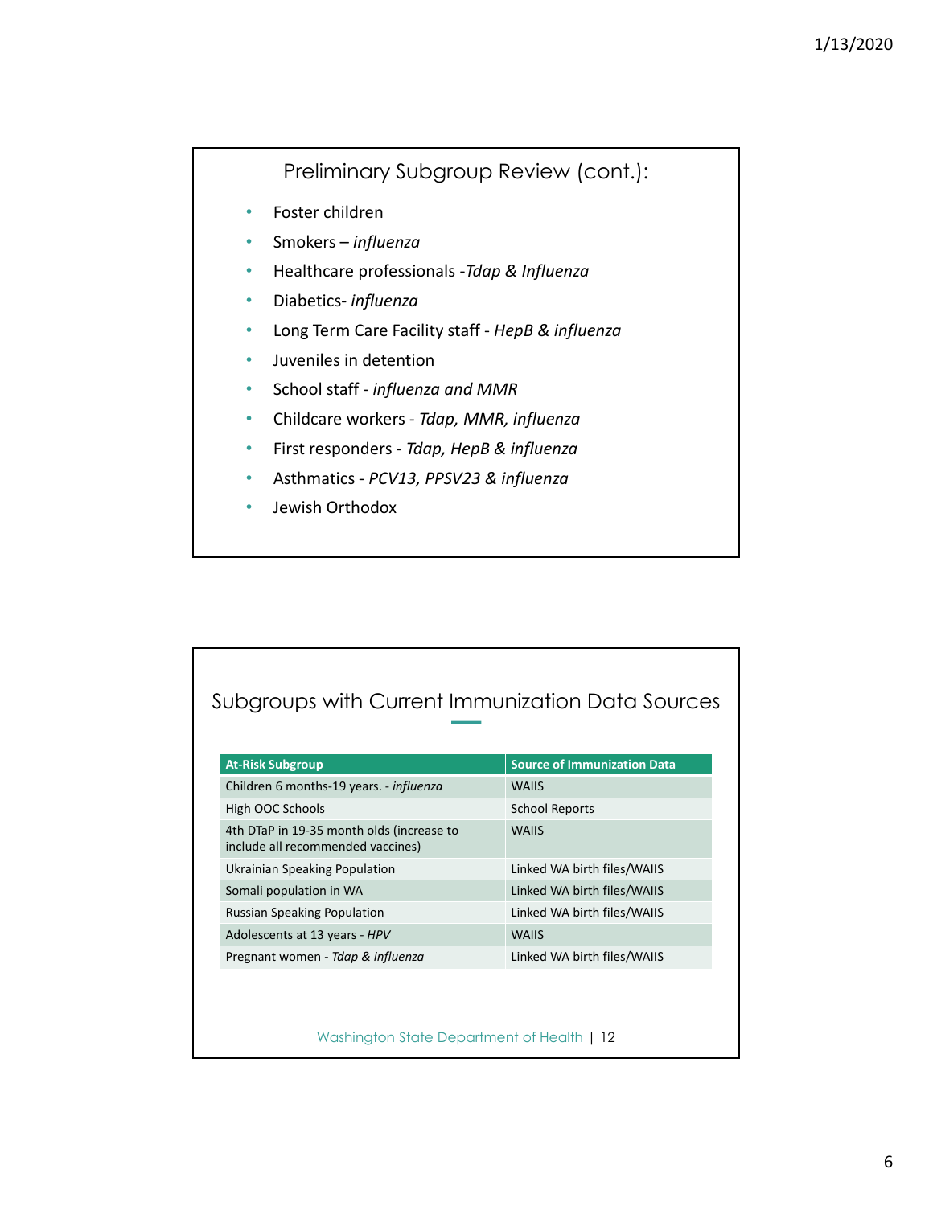## Preliminary Subgroup Review (cont.):

- Foster children
- Smokers – *influenza*
- Healthcare professionals -*Tdap & Influenza*
- Diabetics- *influenza*
- Long Term Care Facility staff - *HepB & influenza*
- Juveniles in detention
- School staff - *influenza and MMR*
- Childcare workers - *Tdap, MMR, influenza*
- First responders - *Tdap, HepB & influenza*
- Asthmatics - *PCV13, PPSV23 & influenza*
- Jewish Orthodox

## Subgroups with Current Immunization Data Sources

| At-Risk Subgroup | Source of Immunization Data |
|---|---|
| Children 6 months-19 years. - *influenza* | WAIIS |
| High OOC Schools | School Reports |
| 4th DTaP in 19-35 month olds (increase to include all recommended vaccines) | WAIIS |
| Ukrainian Speaking Population | Linked WA birth files/WAIIS |
| Somali population in WA | Linked WA birth files/WAIIS |
| Russian Speaking Population | Linked WA birth files/WAIIS |
| Adolescents at 13 years - *HPV* | WAIIS |
| Pregnant women - *Tdap & influenza* | Linked WA birth files/WAIIS |

Washington State Department of Health | 12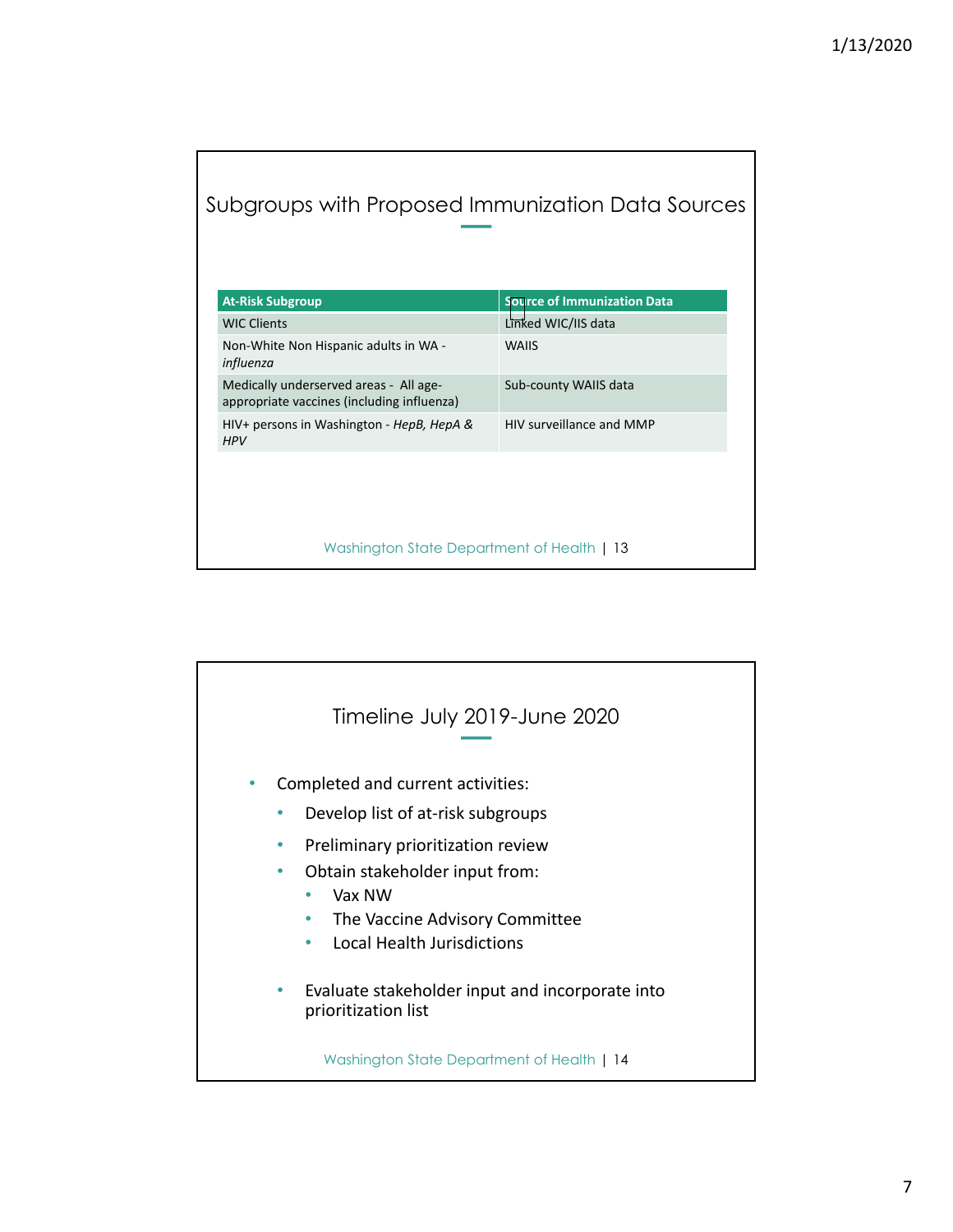## Subgroups with Proposed Immunization Data Sources

| At-Risk Subgroup | Source of Immunization Data |
|---|---|
| WIC Clients | Linked WIC/IIS data |
| Non-White Non Hispanic adults in WA - *influenza* | WAIIS |
| Medically underserved areas - All age-appropriate vaccines (including influenza) | Sub-county WAIIS data |
| HIV+ persons in Washington - *HepB, HepA & HPV* | HIV surveillance and MMP |

Washington State Department of Health | 13

## Timeline July 2019-June 2020

- Completed and current activities:
  - Develop list of at-risk subgroups
  - Preliminary prioritization review
  - Obtain stakeholder input from:
    - Vax NW
    - The Vaccine Advisory Committee
    - Local Health Jurisdictions
  - Evaluate stakeholder input and incorporate into prioritization list

Washington State Department of Health | 14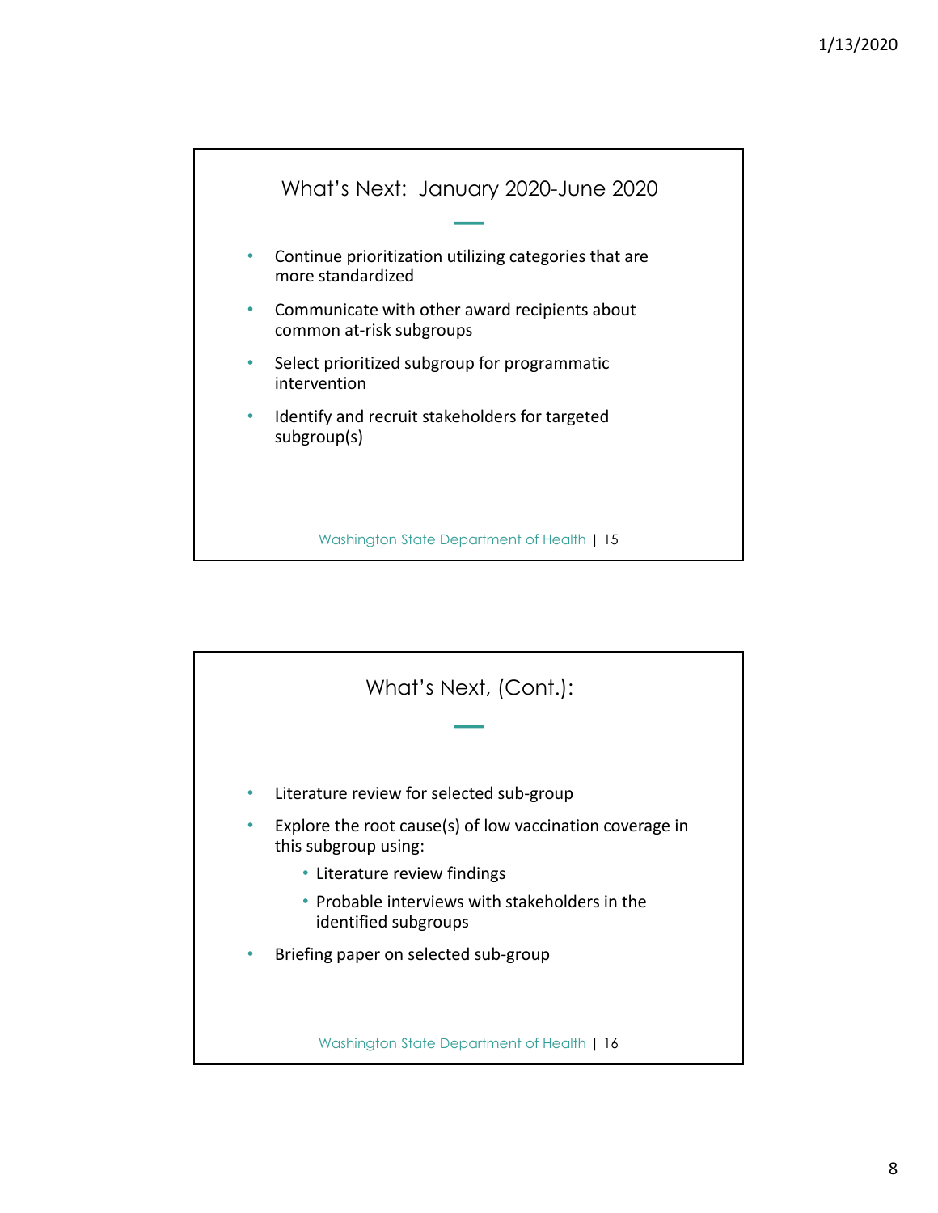## What's Next: January 2020-June 2020

- Continue prioritization utilizing categories that are more standardized
- Communicate with other award recipients about common at-risk subgroups
- Select prioritized subgroup for programmatic intervention
- Identify and recruit stakeholders for targeted subgroup(s)

Washington State Department of Health | 15

## What's Next, (Cont.):

- Literature review for selected sub-group
- Explore the root cause(s) of low vaccination coverage in this subgroup using:
  - Literature review findings
  - Probable interviews with stakeholders in the identified subgroups
- Briefing paper on selected sub-group

Washington State Department of Health | 16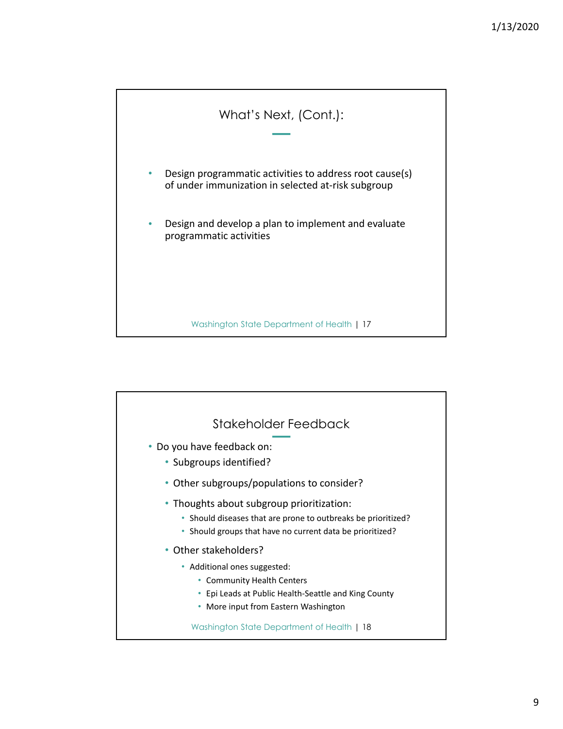## What's Next, (Cont.):

- Design programmatic activities to address root cause(s) of under immunization in selected at-risk subgroup
- Design and develop a plan to implement and evaluate programmatic activities

Washington State Department of Health | 17

## Stakeholder Feedback

- Do you have feedback on:
  - Subgroups identified?
  - Other subgroups/populations to consider?
  - Thoughts about subgroup prioritization:
    - Should diseases that are prone to outbreaks be prioritized?
    - Should groups that have no current data be prioritized?
  - Other stakeholders?
    - Additional ones suggested:
      - Community Health Centers
      - Epi Leads at Public Health-Seattle and King County
      - More input from Eastern Washington

Washington State Department of Health | 18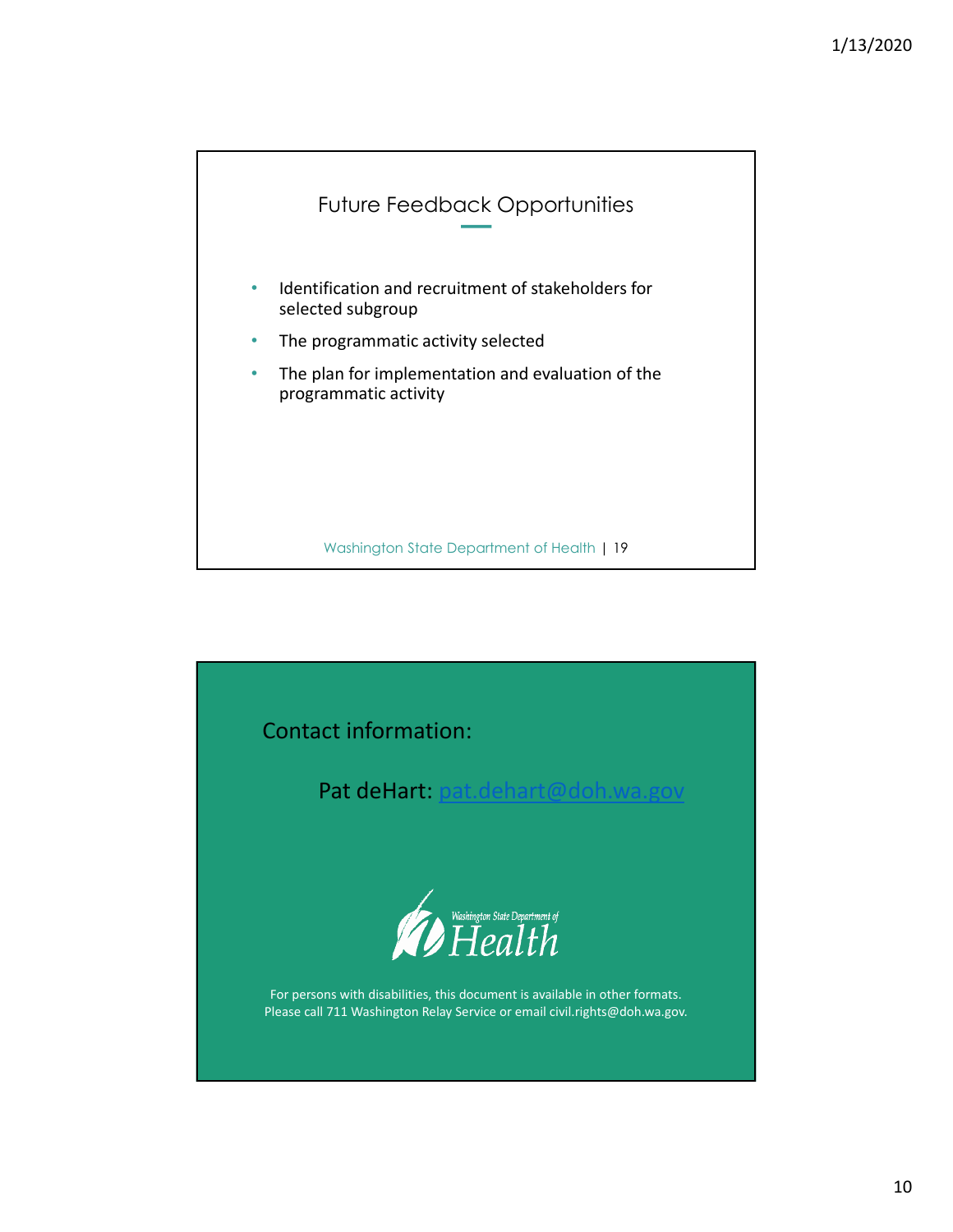## Future Feedback Opportunities

- Identification and recruitment of stakeholders for selected subgroup
- The programmatic activity selected
- The plan for implementation and evaluation of the programmatic activity

Washington State Department of Health | 19

## Contact information:

Pat deHart: pat.dehart@doh.wa.gov

Washington State Department of Health

For persons with disabilities, this document is available in other formats. Please call 711 Washington Relay Service or email civil.rights@doh.wa.gov.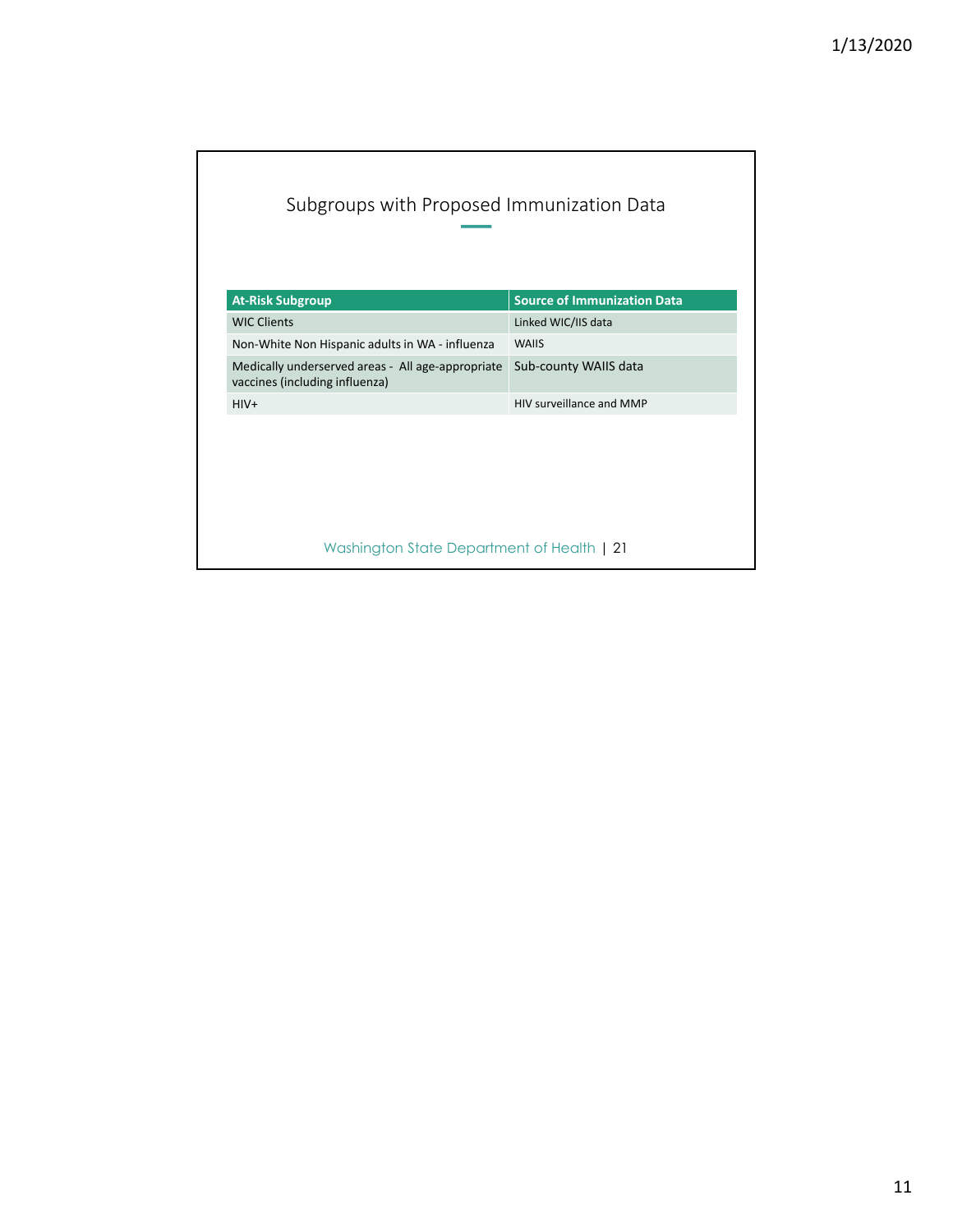## Subgroups with Proposed Immunization Data

| At-Risk Subgroup | Source of Immunization Data |
|---|---|
| WIC Clients | Linked WIC/IIS data |
| Non-White Non Hispanic adults in WA - influenza | WAIIS |
| Medically underserved areas - All age-appropriate vaccines (including influenza) | Sub-county WAIIS data |
| HIV+ | HIV surveillance and MMP |

Washington State Department of Health | 21